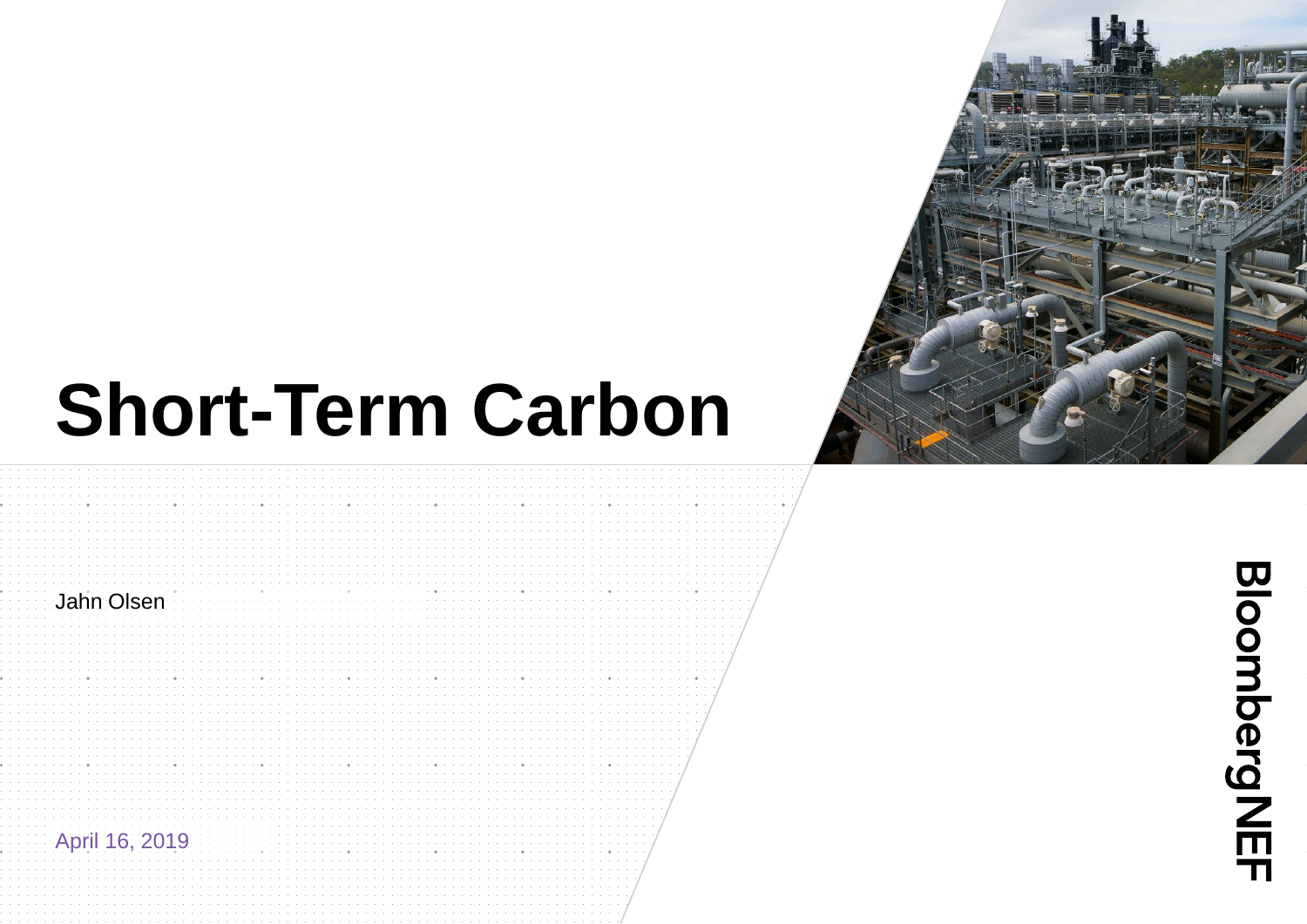# Short-Term Carbon

Jahn Olsen

April 16, 2019

BloombergNEF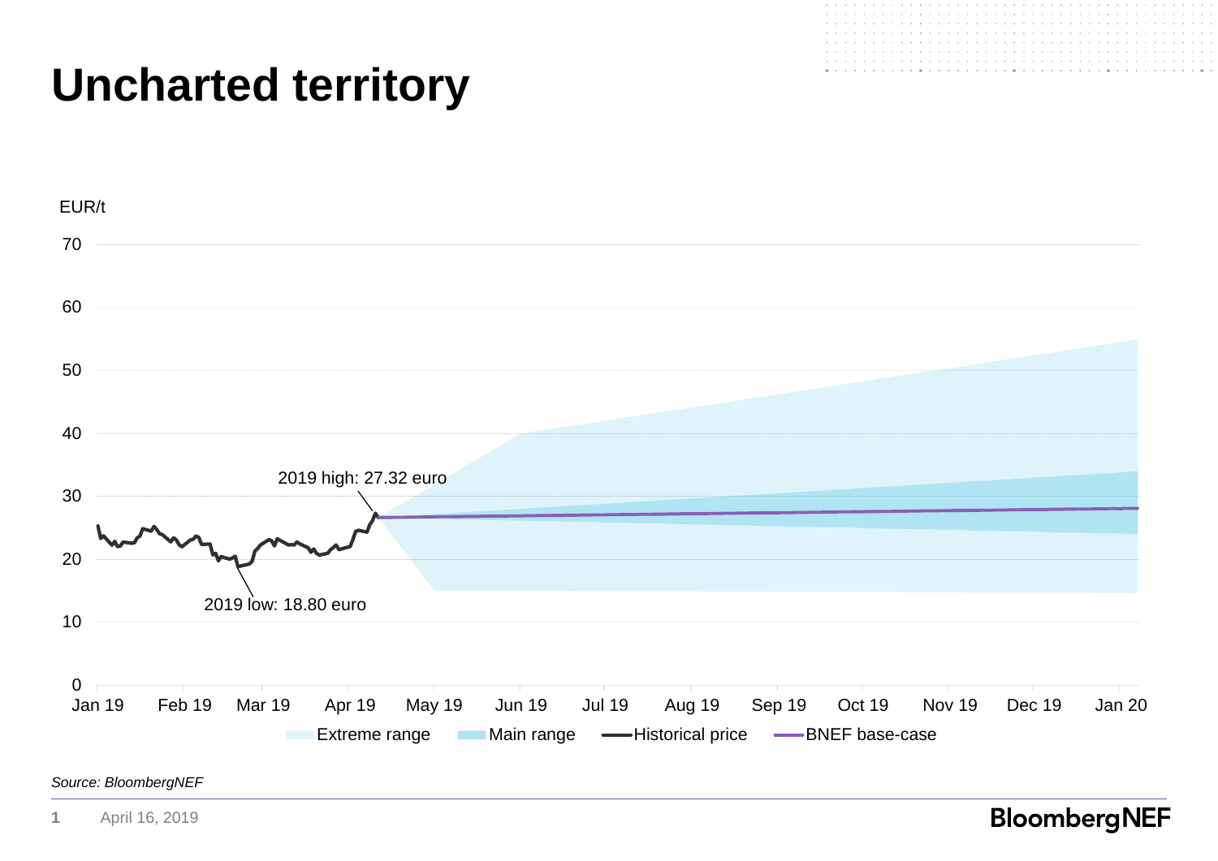# Uncharted territory

EUR/t

2019 high: 27.32 euro

2019 low: 18.80 euro

Extreme range | Main range | Historical price | BNEF base-case

*Source: BloombergNEF*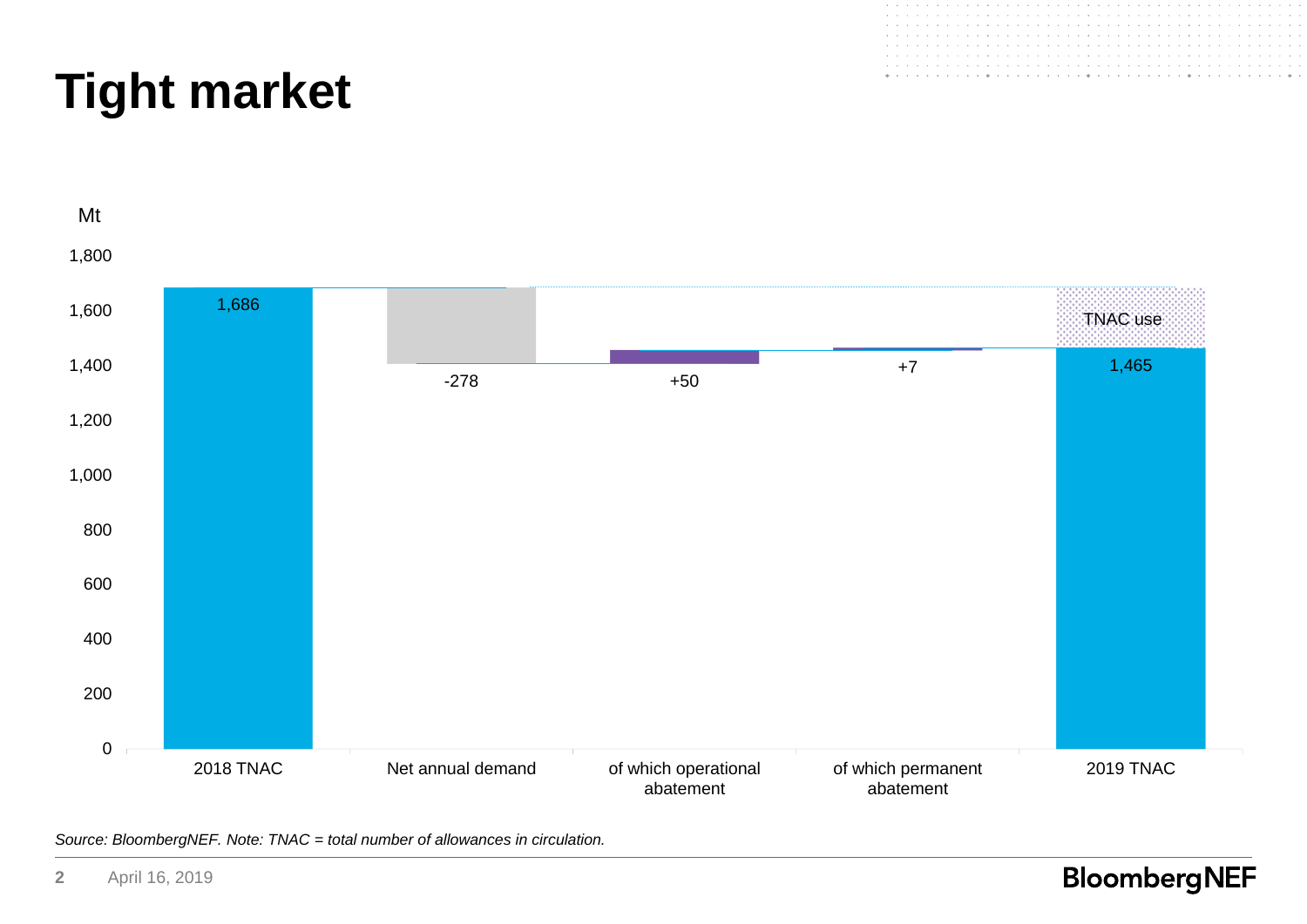# Tight market

Mt

| Category | Value |
|---|---|
| 2018 TNAC | 1,686 |
| Net annual demand | -278 |
| of which operational abatement | +50 |
| of which permanent abatement | +7 |
| 2019 TNAC | 1,465 |

TNAC use

*Source: BloombergNEF. Note: TNAC = total number of allowances in circulation.*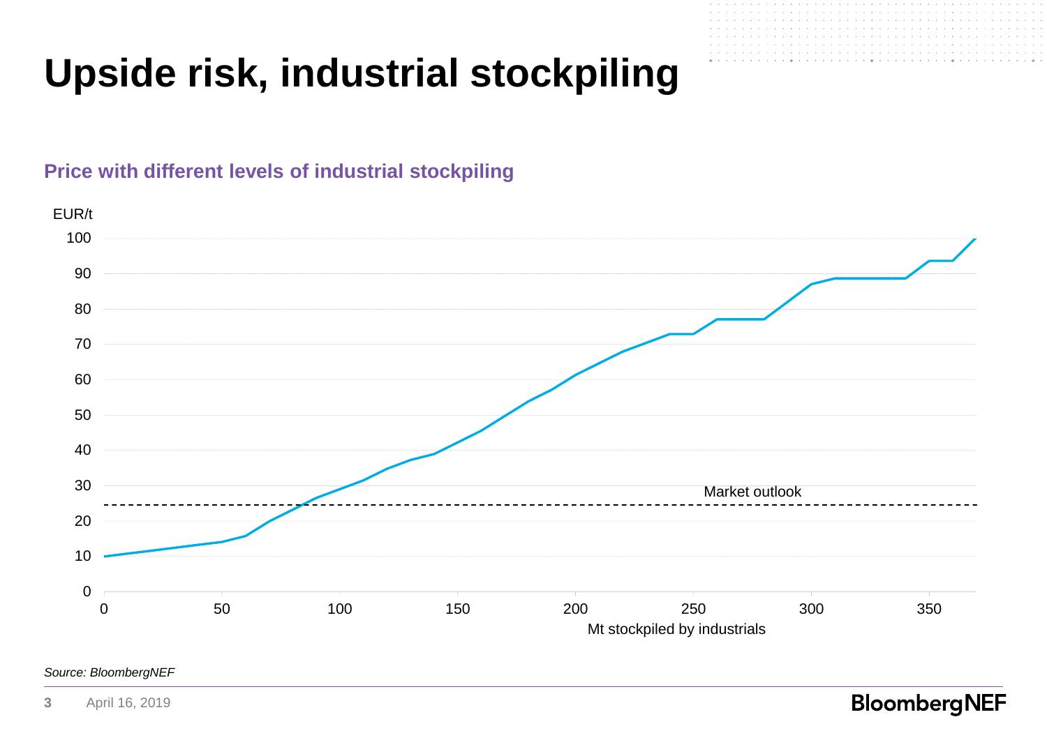# Upside risk, industrial stockpiling

**Price with different levels of industrial stockpiling**

EUR/t

Market outlook

Mt stockpiled by industrials

*Source: BloombergNEF*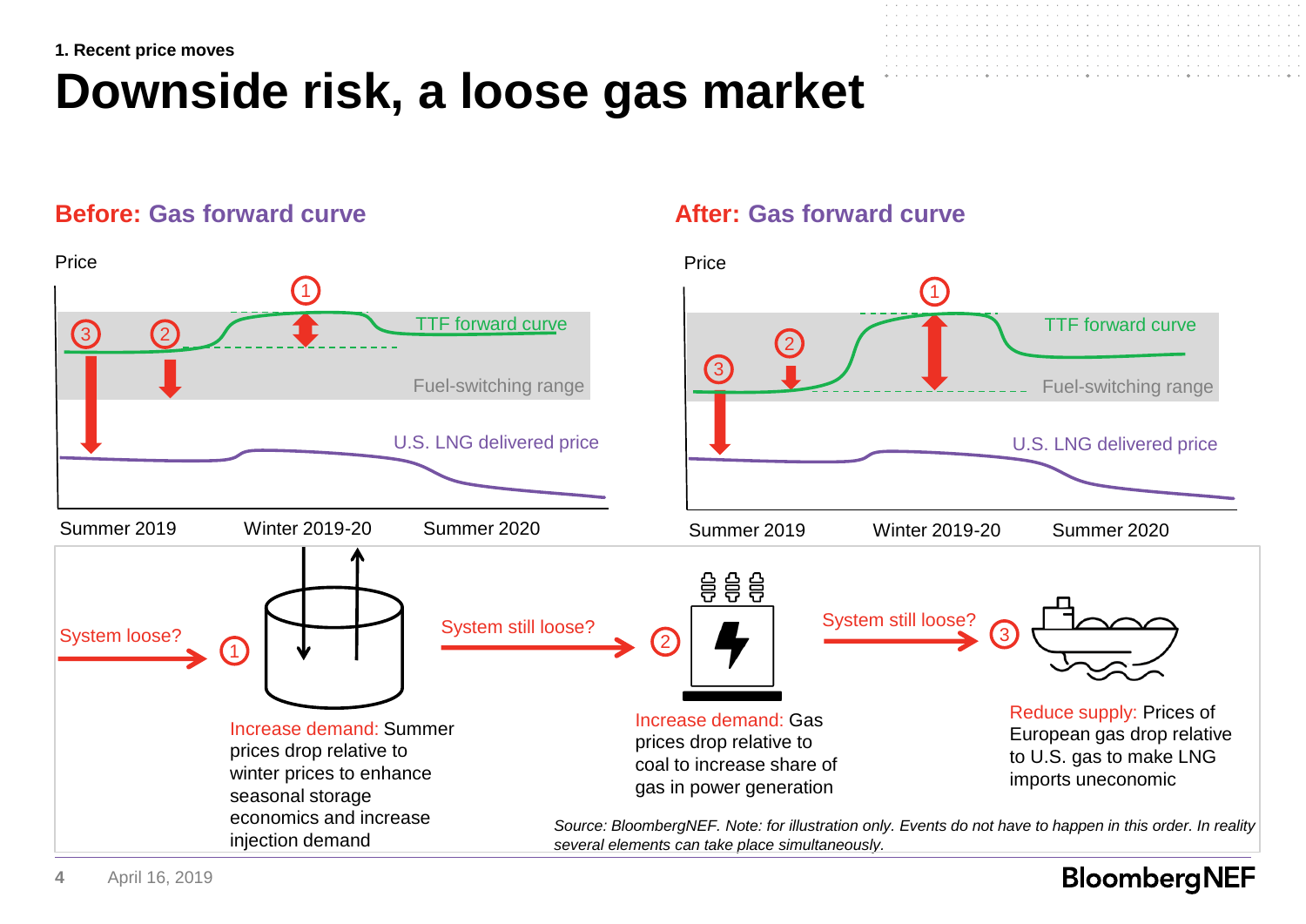1. Recent price moves

# Downside risk, a loose gas market

## Before: Gas forward curve

Price

TTF forward curve

Fuel-switching range

U.S. LNG delivered price

Summer 2019 | Winter 2019-20 | Summer 2020

## After: Gas forward curve

Price

TTF forward curve

Fuel-switching range

U.S. LNG delivered price

Summer 2019 | Winter 2019-20 | Summer 2020

System loose? → 1

Increase demand: Summer prices drop relative to winter prices to enhance seasonal storage economics and increase injection demand

System still loose? → 2

Increase demand: Gas prices drop relative to coal to increase share of gas in power generation

System still loose? → 3

Reduce supply: Prices of European gas drop relative to U.S. gas to make LNG imports uneconomic

*Source: BloombergNEF. Note: for illustration only. Events do not have to happen in this order. In reality several elements can take place simultaneously.*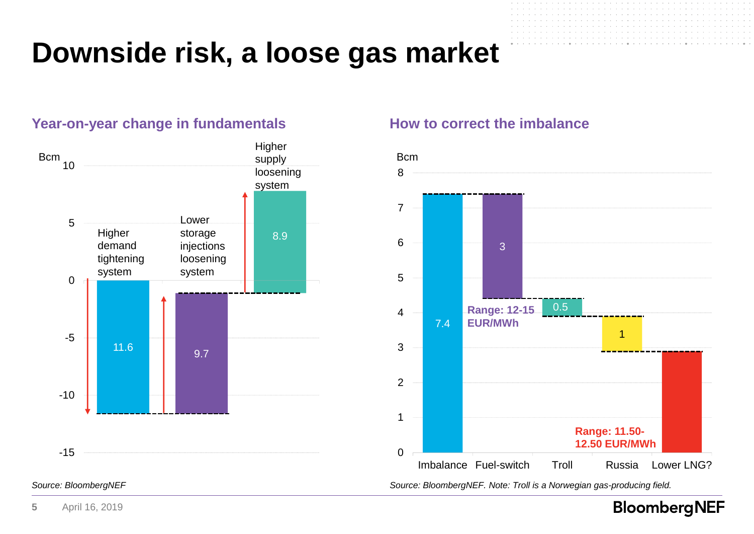# Downside risk, a loose gas market

## Year-on-year change in fundamentals

| | Bcm |
|---|---|
| Higher demand tightening system | 11.6 |
| Lower storage injections loosening system | 9.7 |
| Higher supply loosening system | 8.9 |

*Source: BloombergNEF*

## How to correct the imbalance

| | Bcm |
|---|---|
| Imbalance | 7.4 |
| Fuel-switch | 3 |
| Troll | 0.5 |
| Russia | 1 |
| Lower LNG? | |

Range: 12-15 EUR/MWh

Range: 11.50-12.50 EUR/MWh

*Source: BloombergNEF. Note: Troll is a Norwegian gas-producing field.*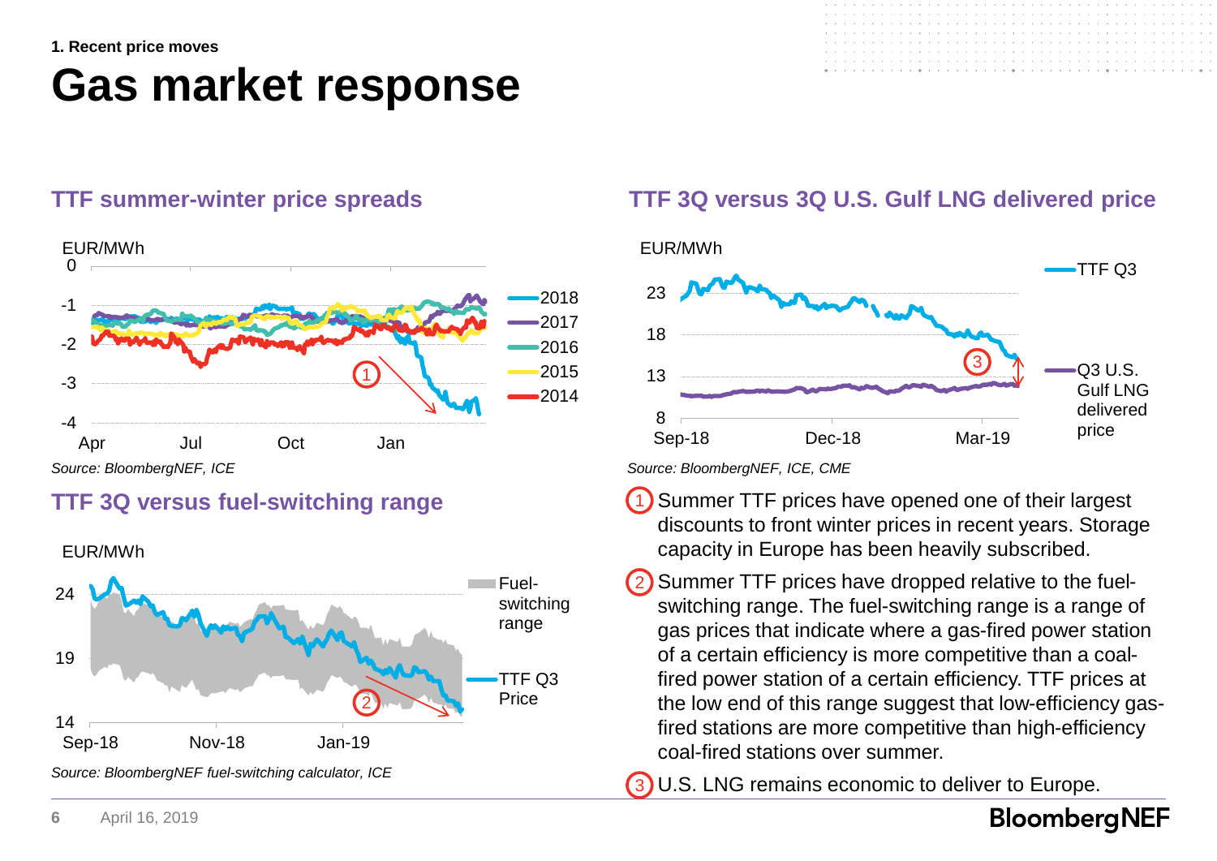1. Recent price moves

# Gas market response

### TTF summer-winter price spreads

EUR/MWh

*Source: BloombergNEF, ICE*

### TTF 3Q versus 3Q U.S. Gulf LNG delivered price

EUR/MWh

*Source: BloombergNEF, ICE, CME*

### TTF 3Q versus fuel-switching range

EUR/MWh

*Source: BloombergNEF fuel-switching calculator, ICE*

1. Summer TTF prices have opened one of their largest discounts to front winter prices in recent years. Storage capacity in Europe has been heavily subscribed.
2. Summer TTF prices have dropped relative to the fuel-switching range. The fuel-switching range is a range of gas prices that indicate where a gas-fired power station of a certain efficiency is more competitive than a coal-fired power station of a certain efficiency. TTF prices at the low end of this range suggest that low-efficiency gas-fired stations are more competitive than high-efficiency coal-fired stations over summer.
3. U.S. LNG remains economic to deliver to Europe.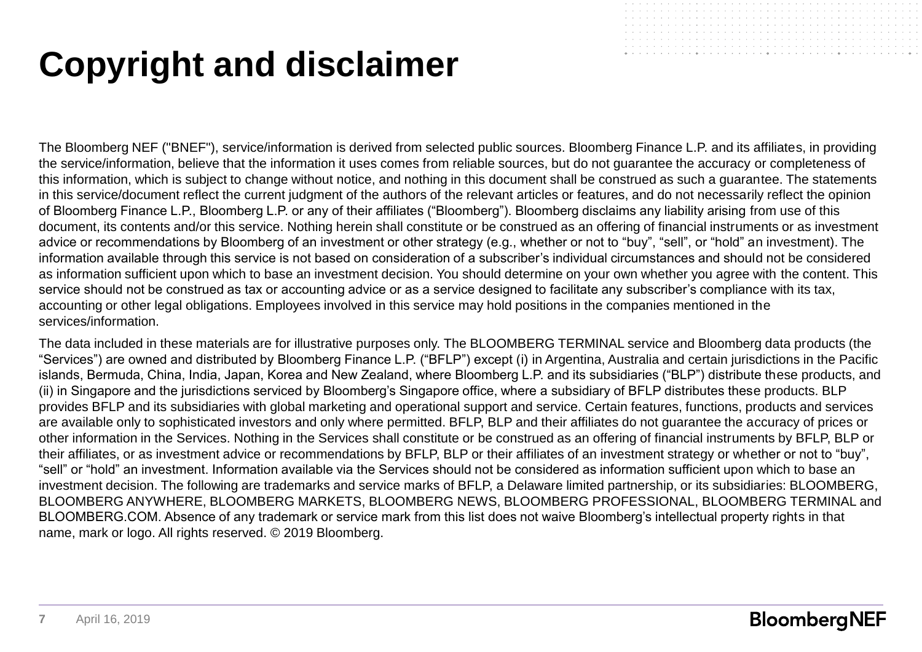# Copyright and disclaimer

The Bloomberg NEF ("BNEF"), service/information is derived from selected public sources. Bloomberg Finance L.P. and its affiliates, in providing the service/information, believe that the information it uses comes from reliable sources, but do not guarantee the accuracy or completeness of this information, which is subject to change without notice, and nothing in this document shall be construed as such a guarantee. The statements in this service/document reflect the current judgment of the authors of the relevant articles or features, and do not necessarily reflect the opinion of Bloomberg Finance L.P., Bloomberg L.P. or any of their affiliates (“Bloomberg”). Bloomberg disclaims any liability arising from use of this document, its contents and/or this service. Nothing herein shall constitute or be construed as an offering of financial instruments or as investment advice or recommendations by Bloomberg of an investment or other strategy (e.g., whether or not to “buy”, “sell”, or “hold” an investment). The information available through this service is not based on consideration of a subscriber’s individual circumstances and should not be considered as information sufficient upon which to base an investment decision. You should determine on your own whether you agree with the content. This service should not be construed as tax or accounting advice or as a service designed to facilitate any subscriber’s compliance with its tax, accounting or other legal obligations. Employees involved in this service may hold positions in the companies mentioned in the services/information.

The data included in these materials are for illustrative purposes only. The BLOOMBERG TERMINAL service and Bloomberg data products (the “Services”) are owned and distributed by Bloomberg Finance L.P. (“BFLP”) except (i) in Argentina, Australia and certain jurisdictions in the Pacific islands, Bermuda, China, India, Japan, Korea and New Zealand, where Bloomberg L.P. and its subsidiaries (“BLP”) distribute these products, and (ii) in Singapore and the jurisdictions serviced by Bloomberg’s Singapore office, where a subsidiary of BFLP distributes these products. BLP provides BFLP and its subsidiaries with global marketing and operational support and service. Certain features, functions, products and services are available only to sophisticated investors and only where permitted. BFLP, BLP and their affiliates do not guarantee the accuracy of prices or other information in the Services. Nothing in the Services shall constitute or be construed as an offering of financial instruments by BFLP, BLP or their affiliates, or as investment advice or recommendations by BFLP, BLP or their affiliates of an investment strategy or whether or not to “buy”, “sell” or “hold” an investment. Information available via the Services should not be considered as information sufficient upon which to base an investment decision. The following are trademarks and service marks of BFLP, a Delaware limited partnership, or its subsidiaries: BLOOMBERG, BLOOMBERG ANYWHERE, BLOOMBERG MARKETS, BLOOMBERG NEWS, BLOOMBERG PROFESSIONAL, BLOOMBERG TERMINAL and BLOOMBERG.COM. Absence of any trademark or service mark from this list does not waive Bloomberg’s intellectual property rights in that name, mark or logo. All rights reserved. © 2019 Bloomberg.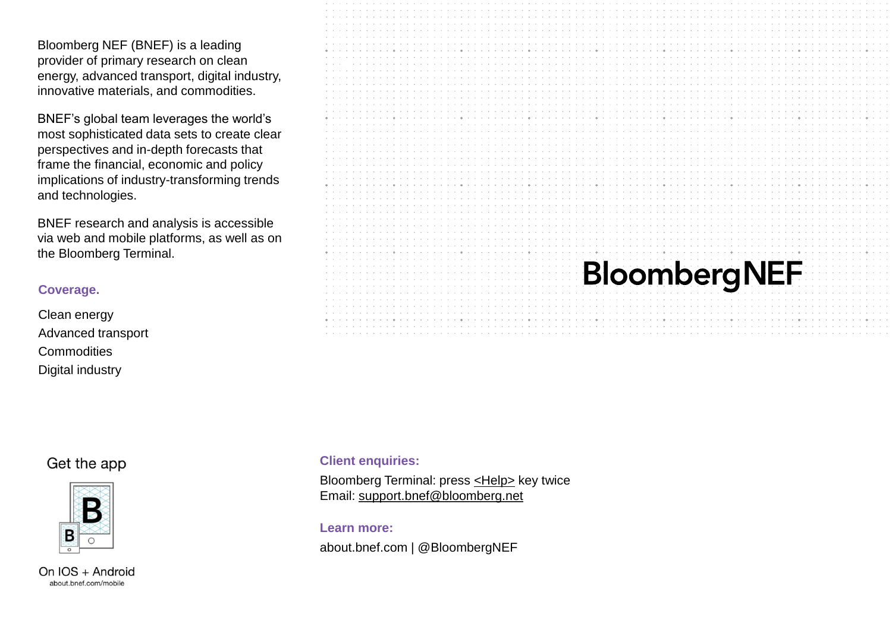Bloomberg NEF (BNEF) is a leading provider of primary research on clean energy, advanced transport, digital industry, innovative materials, and commodities.

BNEF's global team leverages the world's most sophisticated data sets to create clear perspectives and in-depth forecasts that frame the financial, economic and policy implications of industry-transforming trends and technologies.

BNEF research and analysis is accessible via web and mobile platforms, as well as on the Bloomberg Terminal.

**Coverage.**

Clean energy
Advanced transport
Commodities
Digital industry

BloombergNEF

Get the app

On IOS + Android
about.bnef.com/mobile

**Client enquiries:**

Bloomberg Terminal: press <Help> key twice
Email: support.bnef@bloomberg.net

**Learn more:**

about.bnef.com | @BloombergNEF